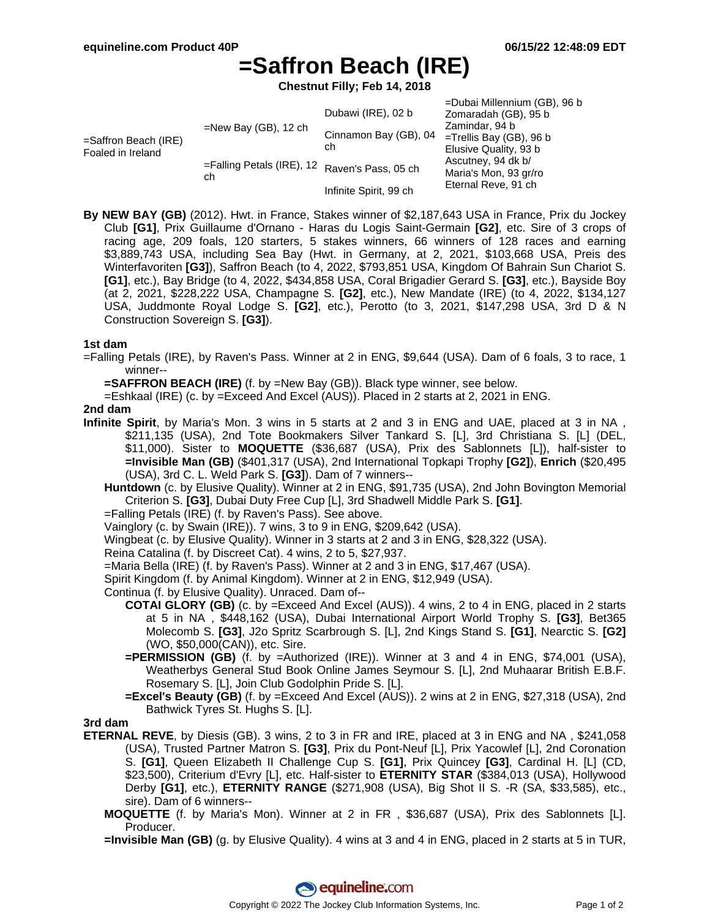# =Saffron Beach (IRE)

**Chestnut Filly; Feb 14, 2018**

| | | | |
|---|---|---|---|
| =Saffron Beach (IRE) Foaled in Ireland | =New Bay (GB), 12 ch | Dubawi (IRE), 02 b | =Dubai Millennium (GB), 96 b |
| | | | Zomaradah (GB), 95 b |
| | | Cinnamon Bay (GB), 04 ch | Zamindar, 94 b |
| | | | =Trellis Bay (GB), 96 b |
| | =Falling Petals (IRE), 12 ch | Raven's Pass, 05 ch | Elusive Quality, 93 b |
| | | | Ascutney, 94 dk b/ |
| | | Infinite Spirit, 99 ch | Maria's Mon, 93 gr/ro |
| | | | Eternal Reve, 91 ch |

**By NEW BAY (GB)** (2012). Hwt. in France, Stakes winner of $2,187,643 USA in France, Prix du Jockey Club **[G1]**, Prix Guillaume d'Ornano - Haras du Logis Saint-Germain **[G2]**, etc. Sire of 3 crops of racing age, 209 foals, 120 starters, 5 stakes winners, 66 winners of 128 races and earning $3,889,743 USA, including Sea Bay (Hwt. in Germany, at 2, 2021, $103,668 USA, Preis des Winterfavoriten **[G3]**), Saffron Beach (to 4, 2022, $793,851 USA, Kingdom Of Bahrain Sun Chariot S. **[G1]**, etc.), Bay Bridge (to 4, 2022, $434,858 USA, Coral Brigadier Gerard S. **[G3]**, etc.), Bayside Boy (at 2, 2021, $228,222 USA, Champagne S. **[G2]**, etc.), New Mandate (IRE) (to 4, 2022, $134,127 USA, Juddmonte Royal Lodge S. **[G2]**, etc.), Perotto (to 3, 2021, $147,298 USA, 3rd D & N Construction Sovereign S. **[G3]**).

**1st dam**

=Falling Petals (IRE), by Raven's Pass. Winner at 2 in ENG, $9,644 (USA). Dam of 6 foals, 3 to race, 1 winner--

**=SAFFRON BEACH (IRE)** (f. by =New Bay (GB)). Black type winner, see below.

=Eshkaal (IRE) (c. by =Exceed And Excel (AUS)). Placed in 2 starts at 2, 2021 in ENG.

**2nd dam**

**Infinite Spirit**, by Maria's Mon. 3 wins in 5 starts at 2 and 3 in ENG and UAE, placed at 3 in NA , $211,135 (USA), 2nd Tote Bookmakers Silver Tankard S. [L], 3rd Christiana S. [L] (DEL, $11,000). Sister to **MOQUETTE** ($36,687 (USA), Prix des Sablonnets [L]), half-sister to **=Invisible Man (GB)** ($401,317 (USA), 2nd International Topkapi Trophy **[G2]**), **Enrich** ($20,495 (USA), 3rd C. L. Weld Park S. **[G3]**). Dam of 7 winners--

**Huntdown** (c. by Elusive Quality). Winner at 2 in ENG, $91,735 (USA), 2nd John Bovington Memorial Criterion S. **[G3]**, Dubai Duty Free Cup [L], 3rd Shadwell Middle Park S. **[G1]**.

=Falling Petals (IRE) (f. by Raven's Pass). See above.

Vainglory (c. by Swain (IRE)). 7 wins, 3 to 9 in ENG, $209,642 (USA).

Wingbeat (c. by Elusive Quality). Winner in 3 starts at 2 and 3 in ENG, $28,322 (USA).

Reina Catalina (f. by Discreet Cat). 4 wins, 2 to 5, $27,937.

=Maria Bella (IRE) (f. by Raven's Pass). Winner at 2 and 3 in ENG, $17,467 (USA).

Spirit Kingdom (f. by Animal Kingdom). Winner at 2 in ENG, $12,949 (USA).

Continua (f. by Elusive Quality). Unraced. Dam of--

**COTAI GLORY (GB)** (c. by =Exceed And Excel (AUS)). 4 wins, 2 to 4 in ENG, placed in 2 starts at 5 in NA , $448,162 (USA), Dubai International Airport World Trophy S. **[G3]**, Bet365 Molecomb S. **[G3]**, J2o Spritz Scarbrough S. [L], 2nd Kings Stand S. **[G1]**, Nearctic S. **[G2]** (WO, $50,000(CAN)), etc. Sire.

**=PERMISSION (GB)** (f. by =Authorized (IRE)). Winner at 3 and 4 in ENG, $74,001 (USA), Weatherbys General Stud Book Online James Seymour S. [L], 2nd Muhaarar British E.B.F. Rosemary S. [L], Join Club Godolphin Pride S. [L].

**=Excel's Beauty (GB)** (f. by =Exceed And Excel (AUS)). 2 wins at 2 in ENG, $27,318 (USA), 2nd Bathwick Tyres St. Hughs S. [L].

**3rd dam**

**ETERNAL REVE**, by Diesis (GB). 3 wins, 2 to 3 in FR and IRE, placed at 3 in ENG and NA , $241,058 (USA), Trusted Partner Matron S. **[G3]**, Prix du Pont-Neuf [L], Prix Yacowlef [L], 2nd Coronation S. **[G1]**, Queen Elizabeth II Challenge Cup S. **[G1]**, Prix Quincey **[G3]**, Cardinal H. [L] (CD, $23,500), Criterium d'Evry [L], etc. Half-sister to **ETERNITY STAR** ($384,013 (USA), Hollywood Derby **[G1]**, etc.), **ETERNITY RANGE** ($271,908 (USA), Big Shot II S. -R (SA, $33,585), etc., sire). Dam of 6 winners--

**MOQUETTE** (f. by Maria's Mon). Winner at 2 in FR , $36,687 (USA), Prix des Sablonnets [L]. Producer.

**=Invisible Man (GB)** (g. by Elusive Quality). 4 wins at 3 and 4 in ENG, placed in 2 starts at 5 in TUR,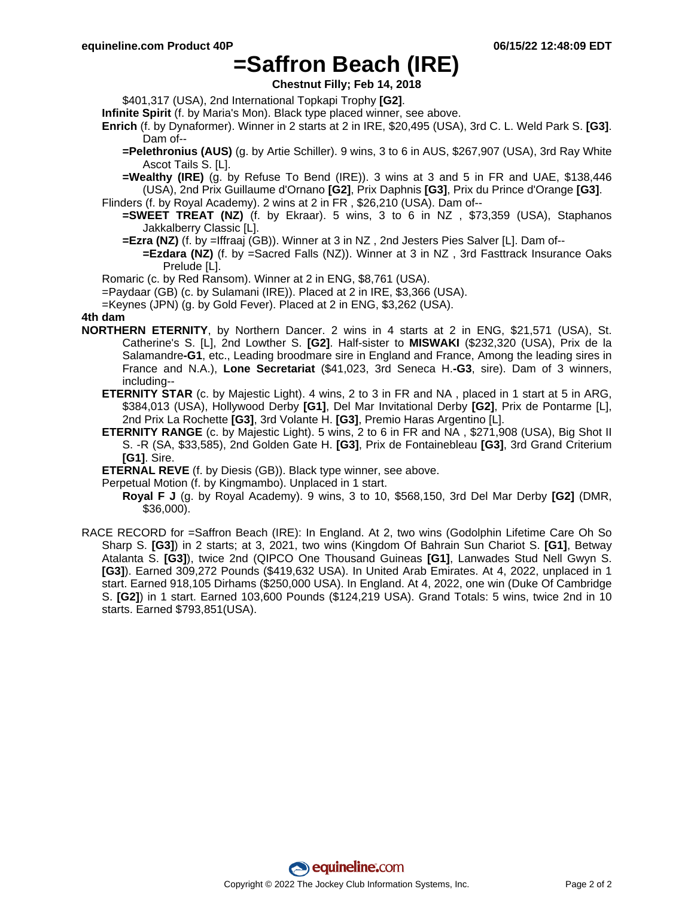# =Saffron Beach (IRE)

**Chestnut Filly; Feb 14, 2018**

$401,317 (USA), 2nd International Topkapi Trophy **[G2]**.

**Infinite Spirit** (f. by Maria's Mon). Black type placed winner, see above.

**Enrich** (f. by Dynaformer). Winner in 2 starts at 2 in IRE, $20,495 (USA), 3rd C. L. Weld Park S. **[G3]**. Dam of--

**=Pelethronius (AUS)** (g. by Artie Schiller). 9 wins, 3 to 6 in AUS, $267,907 (USA), 3rd Ray White Ascot Tails S. [L].

**=Wealthy (IRE)** (g. by Refuse To Bend (IRE)). 3 wins at 3 and 5 in FR and UAE, $138,446 (USA), 2nd Prix Guillaume d'Ornano **[G2]**, Prix Daphnis **[G3]**, Prix du Prince d'Orange **[G3]**.

Flinders (f. by Royal Academy). 2 wins at 2 in FR , $26,210 (USA). Dam of--

**=SWEET TREAT (NZ)** (f. by Ekraar). 5 wins, 3 to 6 in NZ , $73,359 (USA), Staphanos Jakkalberry Classic [L].

**=Ezra (NZ)** (f. by =Iffraaj (GB)). Winner at 3 in NZ , 2nd Jesters Pies Salver [L]. Dam of--

**=Ezdara (NZ)** (f. by =Sacred Falls (NZ)). Winner at 3 in NZ , 3rd Fasttrack Insurance Oaks Prelude [L].

Romaric (c. by Red Ransom). Winner at 2 in ENG, $8,761 (USA).

=Paydaar (GB) (c. by Sulamani (IRE)). Placed at 2 in IRE, $3,366 (USA).

=Keynes (JPN) (g. by Gold Fever). Placed at 2 in ENG, $3,262 (USA).

**4th dam**

**NORTHERN ETERNITY**, by Northern Dancer. 2 wins in 4 starts at 2 in ENG, $21,571 (USA), St. Catherine's S. [L], 2nd Lowther S. **[G2]**. Half-sister to **MISWAKI** ($232,320 (USA), Prix de la Salamandre**-G1**, etc., Leading broodmare sire in England and France, Among the leading sires in France and N.A.), **Lone Secretariat** ($41,023, 3rd Seneca H.**-G3**, sire). Dam of 3 winners, including--

**ETERNITY STAR** (c. by Majestic Light). 4 wins, 2 to 3 in FR and NA , placed in 1 start at 5 in ARG, $384,013 (USA), Hollywood Derby **[G1]**, Del Mar Invitational Derby **[G2]**, Prix de Pontarme [L], 2nd Prix La Rochette **[G3]**, 3rd Volante H. **[G3]**, Premio Haras Argentino [L].

**ETERNITY RANGE** (c. by Majestic Light). 5 wins, 2 to 6 in FR and NA , $271,908 (USA), Big Shot II S. -R (SA, $33,585), 2nd Golden Gate H. **[G3]**, Prix de Fontainebleau **[G3]**, 3rd Grand Criterium **[G1]**. Sire.

**ETERNAL REVE** (f. by Diesis (GB)). Black type winner, see above.

Perpetual Motion (f. by Kingmambo). Unplaced in 1 start.

**Royal F J** (g. by Royal Academy). 9 wins, 3 to 10, $568,150, 3rd Del Mar Derby **[G2]** (DMR, $36,000).

RACE RECORD for =Saffron Beach (IRE): In England. At 2, two wins (Godolphin Lifetime Care Oh So Sharp S. **[G3]**) in 2 starts; at 3, 2021, two wins (Kingdom Of Bahrain Sun Chariot S. **[G1]**, Betway Atalanta S. **[G3]**), twice 2nd (QIPCO One Thousand Guineas **[G1]**, Lanwades Stud Nell Gwyn S. **[G3]**). Earned 309,272 Pounds ($419,632 USA). In United Arab Emirates. At 4, 2022, unplaced in 1 start. Earned 918,105 Dirhams ($250,000 USA). In England. At 4, 2022, one win (Duke Of Cambridge S. **[G2]**) in 1 start. Earned 103,600 Pounds ($124,219 USA). Grand Totals: 5 wins, twice 2nd in 10 starts. Earned $793,851(USA).